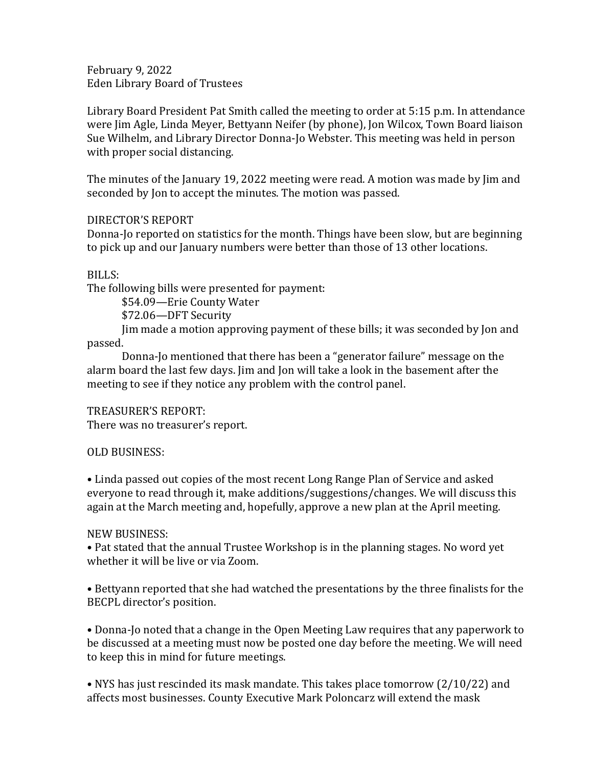February 9, 2022
Eden Library Board of Trustees

Library Board President Pat Smith called the meeting to order at 5:15 p.m. In attendance were Jim Agle, Linda Meyer, Bettyann Neifer (by phone), Jon Wilcox, Town Board liaison Sue Wilhelm, and Library Director Donna-Jo Webster. This meeting was held in person with proper social distancing.

The minutes of the January 19, 2022 meeting were read. A motion was made by Jim and seconded by Jon to accept the minutes. The motion was passed.

DIRECTOR'S REPORT
Donna-Jo reported on statistics for the month. Things have been slow, but are beginning to pick up and our January numbers were better than those of 13 other locations.

BILLS:
The following bills were presented for payment:

$54.09—Erie County Water
$72.06—DFT Security

Jim made a motion approving payment of these bills; it was seconded by Jon and passed.

Donna-Jo mentioned that there has been a "generator failure" message on the alarm board the last few days. Jim and Jon will take a look in the basement after the meeting to see if they notice any problem with the control panel.

TREASURER'S REPORT:
There was no treasurer's report.

OLD BUSINESS:

• Linda passed out copies of the most recent Long Range Plan of Service and asked everyone to read through it, make additions/suggestions/changes. We will discuss this again at the March meeting and, hopefully, approve a new plan at the April meeting.

NEW BUSINESS:
• Pat stated that the annual Trustee Workshop is in the planning stages. No word yet whether it will be live or via Zoom.

• Bettyann reported that she had watched the presentations by the three finalists for the BECPL director's position.

• Donna-Jo noted that a change in the Open Meeting Law requires that any paperwork to be discussed at a meeting must now be posted one day before the meeting. We will need to keep this in mind for future meetings.

• NYS has just rescinded its mask mandate. This takes place tomorrow (2/10/22) and affects most businesses. County Executive Mark Poloncarz will extend the mask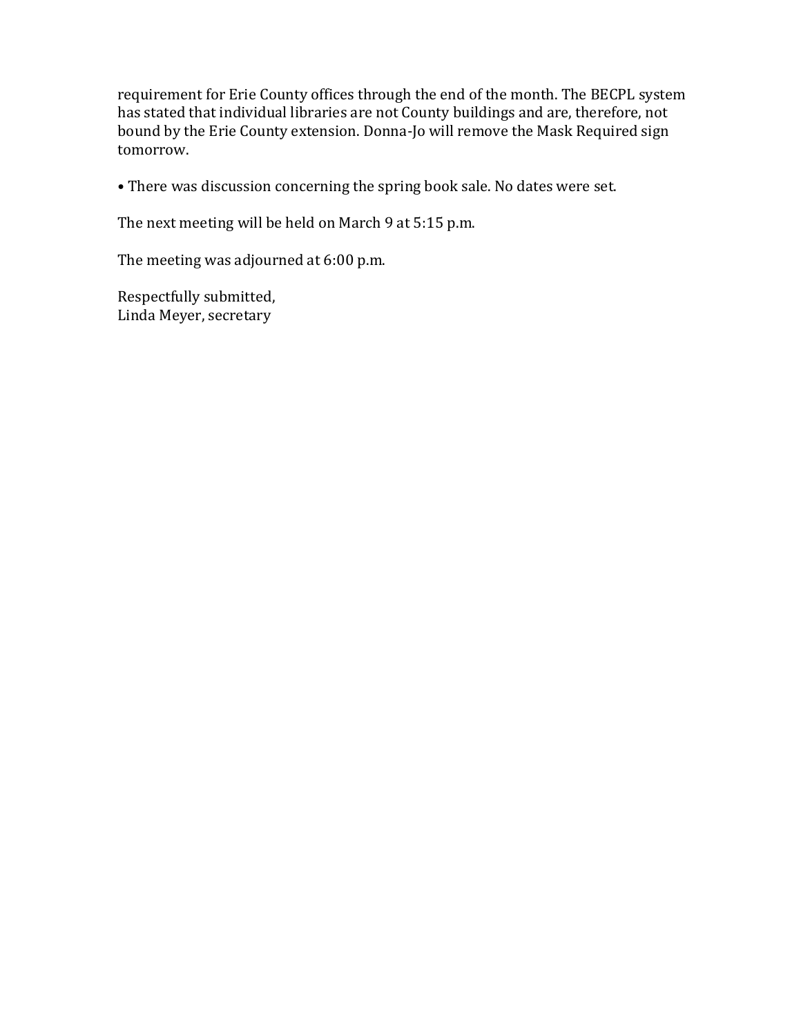requirement for Erie County offices through the end of the month. The BECPL system has stated that individual libraries are not County buildings and are, therefore, not bound by the Erie County extension. Donna-Jo will remove the Mask Required sign tomorrow.

• There was discussion concerning the spring book sale. No dates were set.

The next meeting will be held on March 9 at 5:15 p.m.

The meeting was adjourned at 6:00 p.m.

Respectfully submitted,
Linda Meyer, secretary